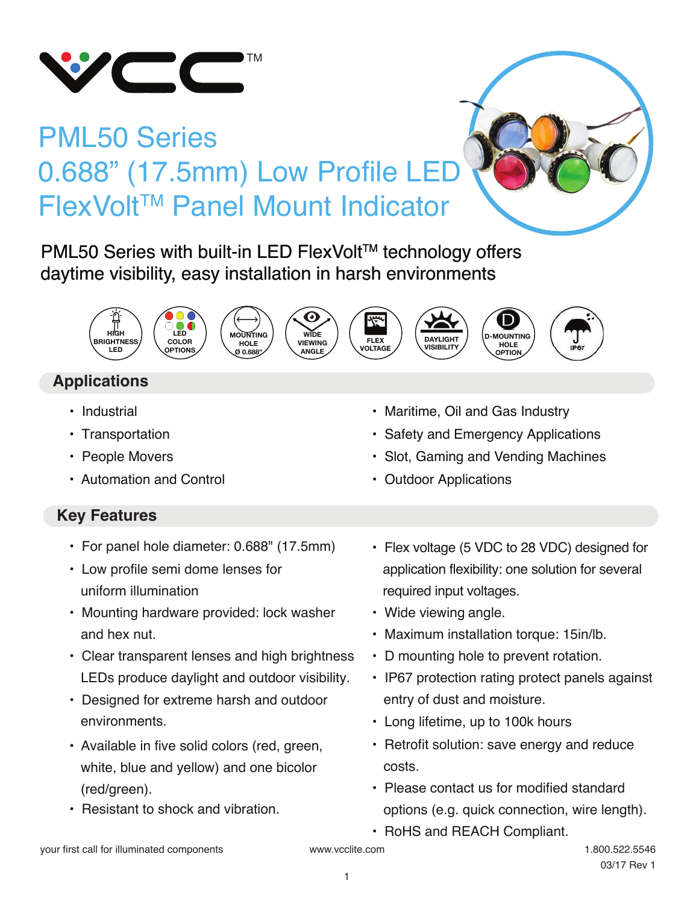# PML50 Series
# 0.688” (17.5mm) Low Profile LED FlexVolt™ Panel Mount Indicator

PML50 Series with built-in LED FlexVolt™ technology offers daytime visibility, easy installation in harsh environments

HIGH BRIGHTNESS LED | LED COLOR OPTIONS | MOUNTING HOLE Ø 0.688” | WIDE VIEWING ANGLE | FLEX VOLTAGE | DAYLIGHT VISIBILITY | D-MOUNTING HOLE OPTION | IP67

## Applications

- Industrial
- Transportation
- People Movers
- Automation and Control
- Maritime, Oil and Gas Industry
- Safety and Emergency Applications
- Slot, Gaming and Vending Machines
- Outdoor Applications

## Key Features

- For panel hole diameter: 0.688" (17.5mm)
- Low profile semi dome lenses for uniform illumination
- Mounting hardware provided: lock washer and hex nut.
- Clear transparent lenses and high brightness LEDs produce daylight and outdoor visibility.
- Designed for extreme harsh and outdoor environments.
- Available in five solid colors (red, green, white, blue and yellow) and one bicolor (red/green).
- Resistant to shock and vibration.
- Flex voltage (5 VDC to 28 VDC) designed for application flexibility: one solution for several required input voltages.
- Wide viewing angle.
- Maximum installation torque: 15in/lb.
- D mounting hole to prevent rotation.
- IP67 protection rating protect panels against entry of dust and moisture.
- Long lifetime, up to 100k hours
- Retrofit solution: save energy and reduce costs.
- Please contact us for modified standard options (e.g. quick connection, wire length).
- RoHS and REACH Compliant.

your first call for illuminated components    www.vcclite.com    1.800.522.5546

03/17 Rev 1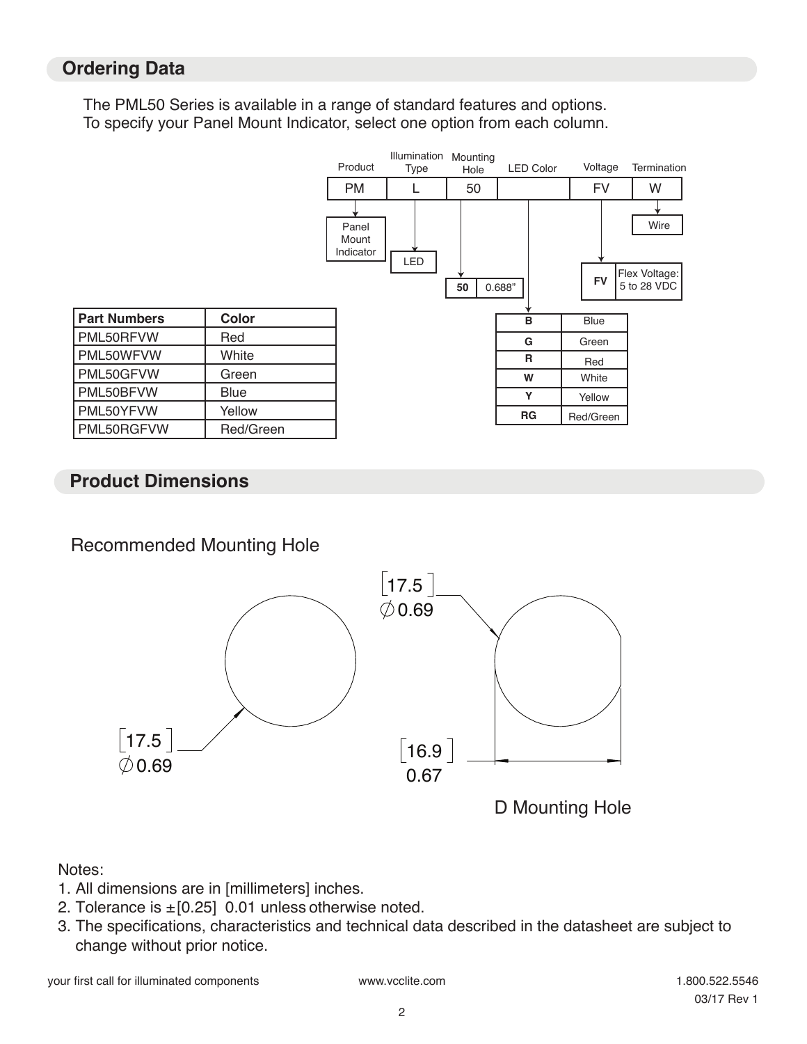## Ordering Data

The PML50 Series is available in a range of standard features and options.
To specify your Panel Mount Indicator, select one option from each column.

| Product | Illumination Type | Mounting Hole | LED Color | Voltage | Termination |
|---|---|---|---|---|---|
| PM | L | 50 | | FV | W |
| Panel Mount Indicator | LED | 50 — 0.688" | B — Blue<br>G — Green<br>R — Red<br>W — White<br>Y — Yellow<br>RG — Red/Green | FV — Flex Voltage: 5 to 28 VDC | Wire |

| Part Numbers | Color |
|---|---|
| PML50RFVW | Red |
| PML50WFVW | White |
| PML50GFVW | Green |
| PML50BFVW | Blue |
| PML50YFVW | Yellow |
| PML50RGFVW | Red/Green |

## Product Dimensions

Recommended Mounting Hole

[17.5]
∅ 0.69

[17.5]
∅ 0.69

[16.9]
0.67

D Mounting Hole

Notes:

1. All dimensions are in [millimeters] inches.
2. Tolerance is ±[0.25] 0.01 unless otherwise noted.
3. The specifications, characteristics and technical data described in the datasheet are subject to change without prior notice.

your first call for illuminated components www.vcclite.com 1.800.522.5546

03/17 Rev 1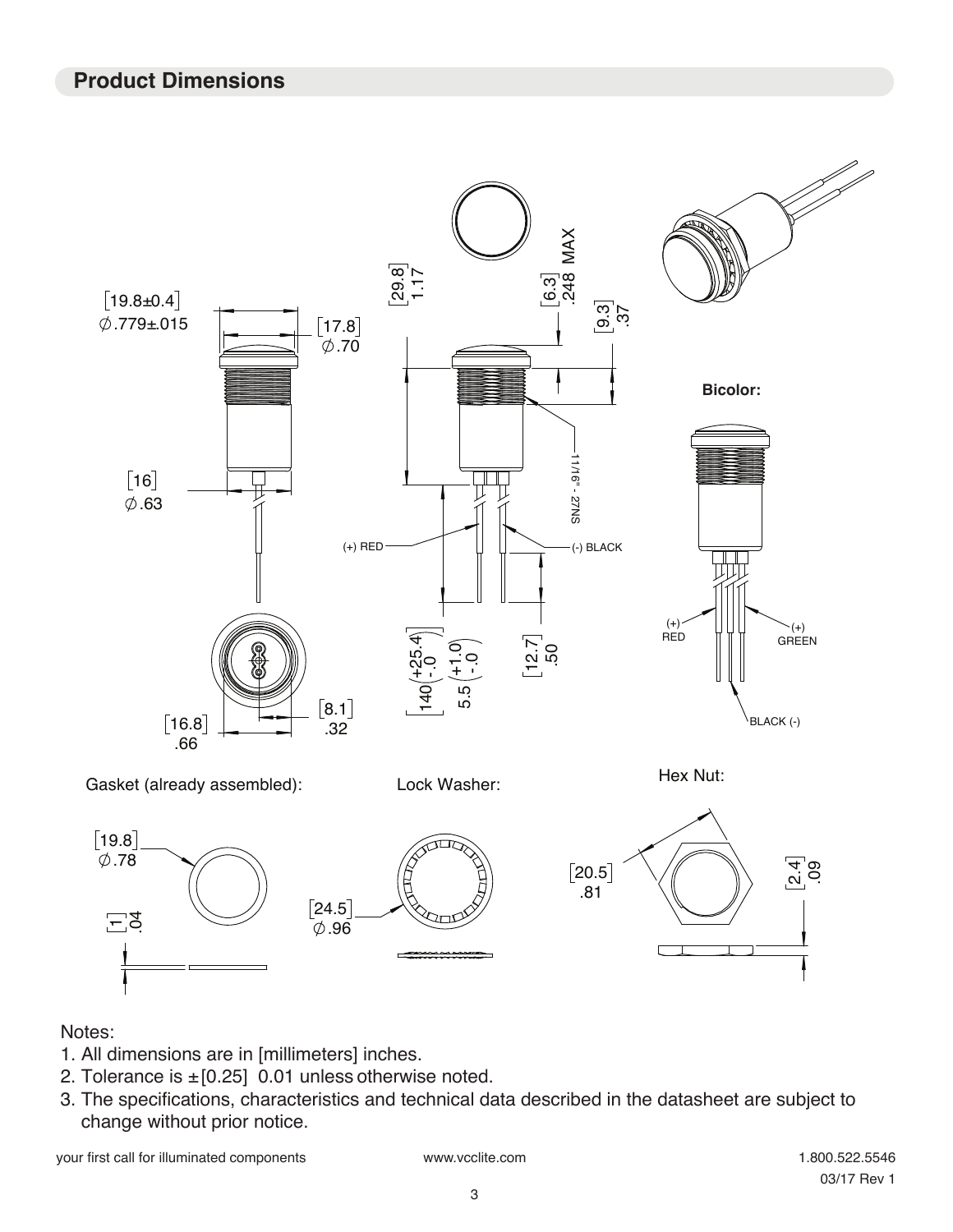## Product Dimensions

[19.8±0.4]
∅.779±.015

[17.8]
∅.70

[16]
∅.63

[16.8]
.66

[8.1]
.32

[29.8]
1.17

[6.3]
.248 MAX

[9.3]
.37

11/16" - 27NS

(+) RED

(-) BLACK

[140 (+25.4 / -.0)]
5.5 (+1.0 / -.0)

[12.7]
.50

**Bicolor:**

(+)
RED

(+)
GREEN

BLACK (-)

Gasket (already assembled):

[19.8]
∅.78

[1]
.04

Lock Washer:

[24.5]
∅.96

Hex Nut:

[20.5]
.81

[2.4]
.09

Notes:

1. All dimensions are in [millimeters] inches.
2. Tolerance is ±[0.25] 0.01 unless otherwise noted.
3. The specifications, characteristics and technical data described in the datasheet are subject to change without prior notice.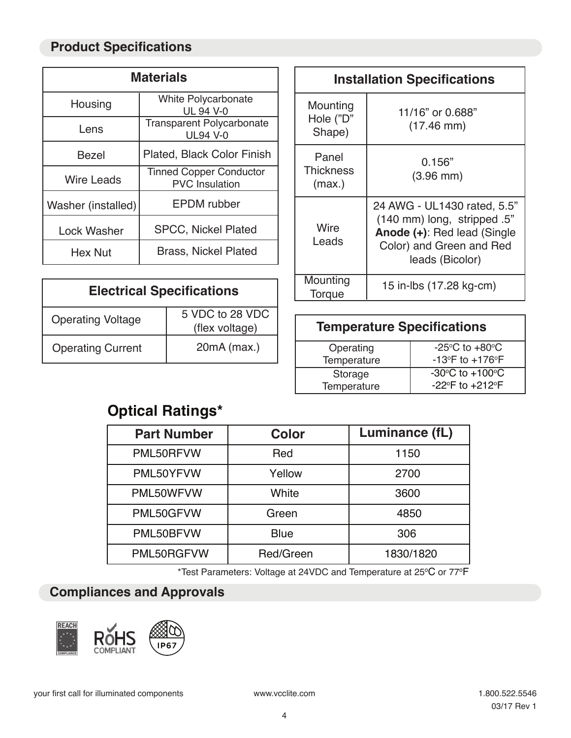## Product Specifications

| Materials | |
|---|---|
| Housing | White Polycarbonate UL 94 V-0 |
| Lens | Transparent Polycarbonate UL94 V-0 |
| Bezel | Plated, Black Color Finish |
| Wire Leads | Tinned Copper Conductor PVC Insulation |
| Washer (installed) | EPDM rubber |
| Lock Washer | SPCC, Nickel Plated |
| Hex Nut | Brass, Nickel Plated |

| Electrical Specifications | |
|---|---|
| Operating Voltage | 5 VDC to 28 VDC (flex voltage) |
| Operating Current | 20mA (max.) |

| Installation Specifications | |
|---|---|
| Mounting Hole ("D" Shape) | 11/16" or 0.688" (17.46 mm) |
| Panel Thickness (max.) | 0.156" (3.96 mm) |
| Wire Leads | 24 AWG - UL1430 rated, 5.5" (140 mm) long, stripped .5" **Anode (+)**: Red lead (Single Color) and Green and Red leads (Bicolor) |
| Mounting Torque | 15 in-lbs (17.28 kg-cm) |

| Temperature Specifications | |
|---|---|
| Operating Temperature | -25°C to +80°C -13°F to +176°F |
| Storage Temperature | -30°C to +100°C -22°F to +212°F |

## Optical Ratings*

| Part Number | Color | Luminance (fL) |
|---|---|---|
| PML50RFVW | Red | 1150 |
| PML50YFVW | Yellow | 2700 |
| PML50WFVW | White | 3600 |
| PML50GFVW | Green | 4850 |
| PML50BFVW | Blue | 306 |
| PML50RGFVW | Red/Green | 1830/1820 |

*Test Parameters: Voltage at 24VDC and Temperature at 25°C or 77°F

## Compliances and Approvals

REACH COMPLIANCE

RoHS COMPLIANT

IP67

your first call for illuminated components    www.vcclite.com    1.800.522.5546

03/17 Rev 1